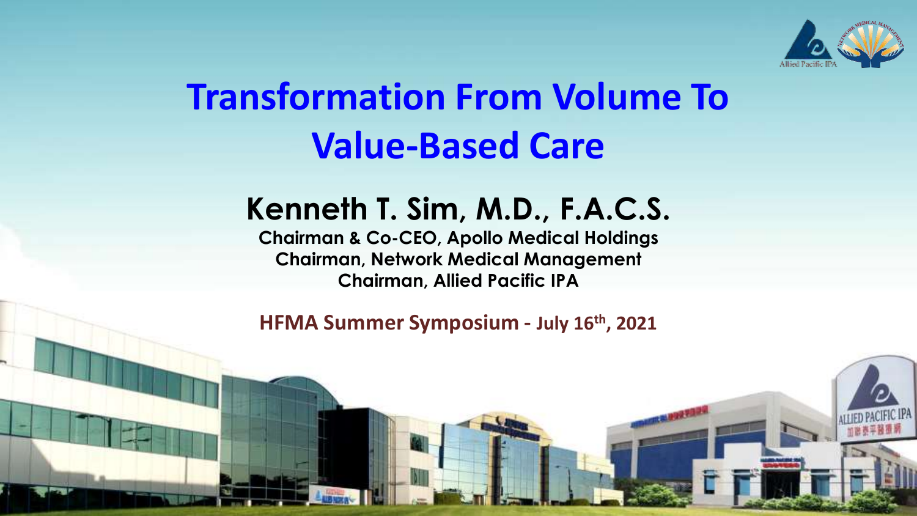# Transformation From Volume To Value-Based Care

## Kenneth T. Sim, M.D., F.A.C.S.

**Chairman & Co-CEO, Apollo Medical Holdings**
**Chairman, Network Medical Management**
**Chairman, Allied Pacific IPA**

**HFMA Summer Symposium - July 16th, 2021**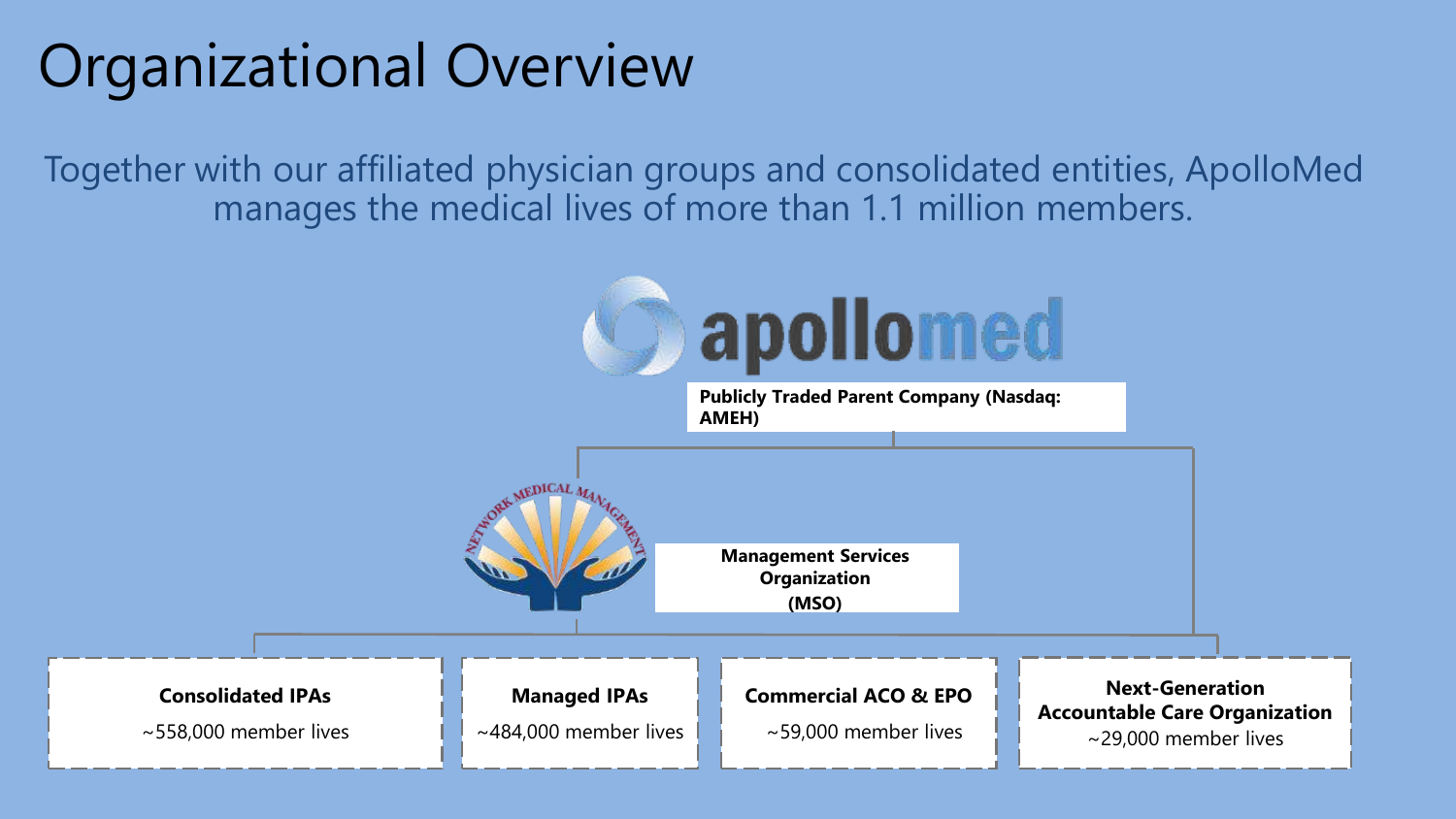# Organizational Overview

Together with our affiliated physician groups and consolidated entities, ApolloMed manages the medical lives of more than 1.1 million members.

apollomed

**Publicly Traded Parent Company (Nasdaq: AMEH)**

NETWORK MEDICAL MANAGEMENT

**Management Services Organization (MSO)**

**Consolidated IPAs**
~558,000 member lives

**Managed IPAs**
~484,000 member lives

**Commercial ACO & EPO**
~59,000 member lives

**Next-Generation Accountable Care Organization**
~29,000 member lives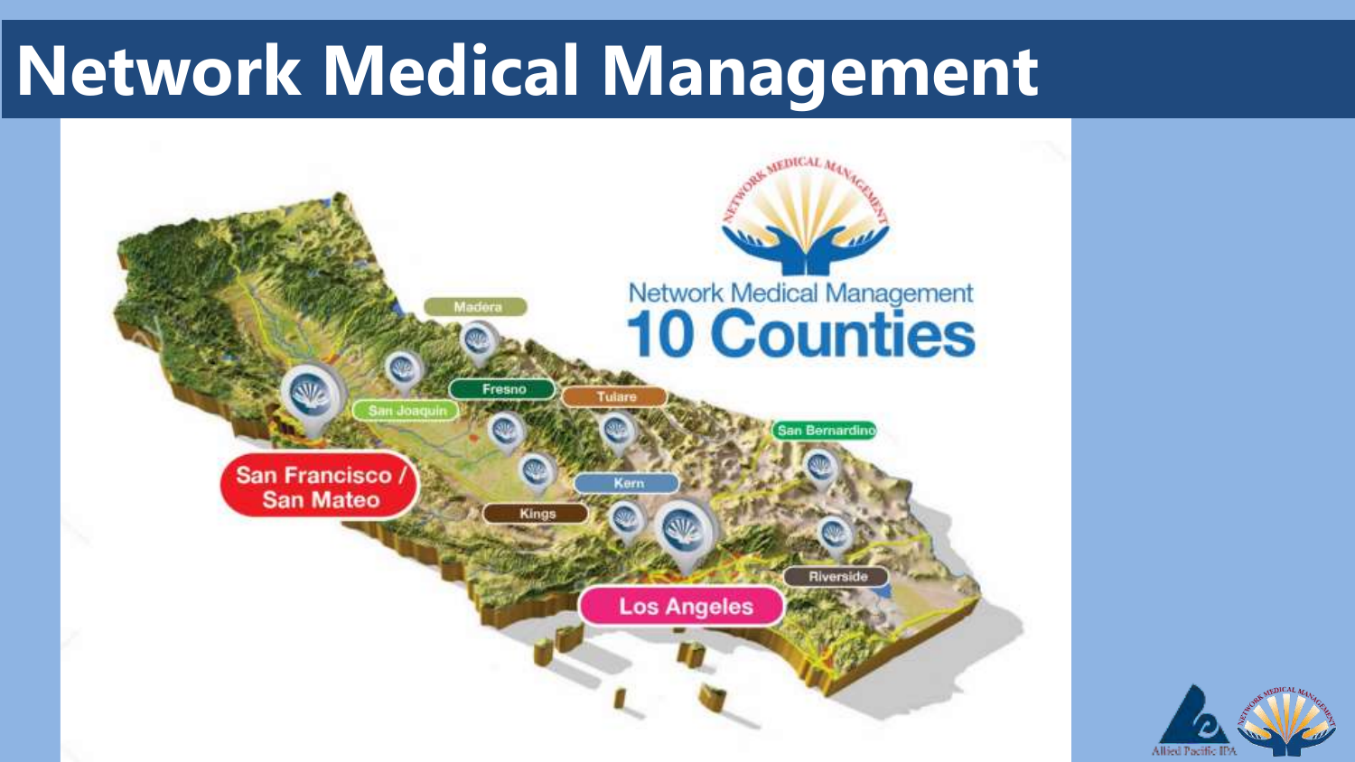# Network Medical Management

Network Medical Management
10 Counties

Madera
San Joaquin
Fresno
Tulare
San Bernardino
San Francisco / San Mateo
Kings
Kern
Riverside
Los Angeles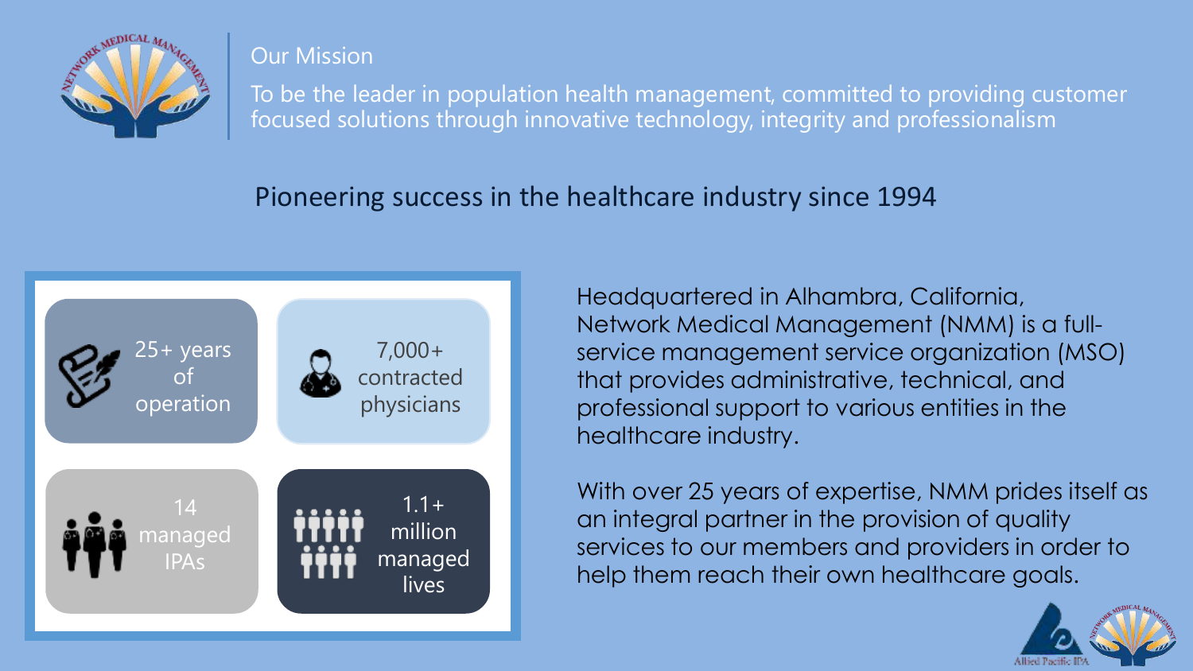## Our Mission

To be the leader in population health management, committed to providing customer focused solutions through innovative technology, integrity and professionalism

### Pioneering success in the healthcare industry since 1994

- 25+ years of operation
- 7,000+ contracted physicians
- 14 managed IPAs
- 1.1+ million managed lives

Headquartered in Alhambra, California, Network Medical Management (NMM) is a full-service management service organization (MSO) that provides administrative, technical, and professional support to various entities in the healthcare industry.

With over 25 years of expertise, NMM prides itself as an integral partner in the provision of quality services to our members and providers in order to help them reach their own healthcare goals.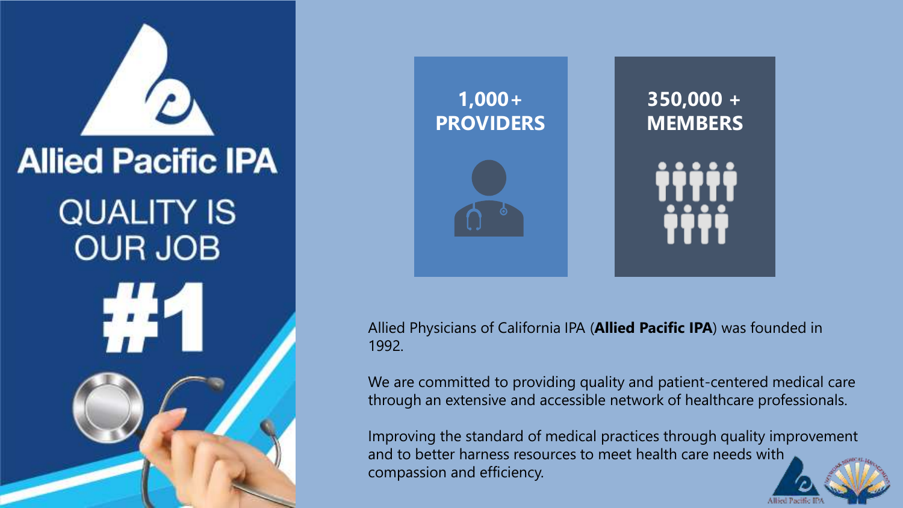# Allied Pacific IPA

QUALITY IS OUR JOB

#1

**1,000+ PROVIDERS**

**350,000 + MEMBERS**

Allied Physicians of California IPA (**Allied Pacific IPA**) was founded in 1992.

We are committed to providing quality and patient-centered medical care through an extensive and accessible network of healthcare professionals.

Improving the standard of medical practices through quality improvement and to better harness resources to meet health care needs with compassion and efficiency.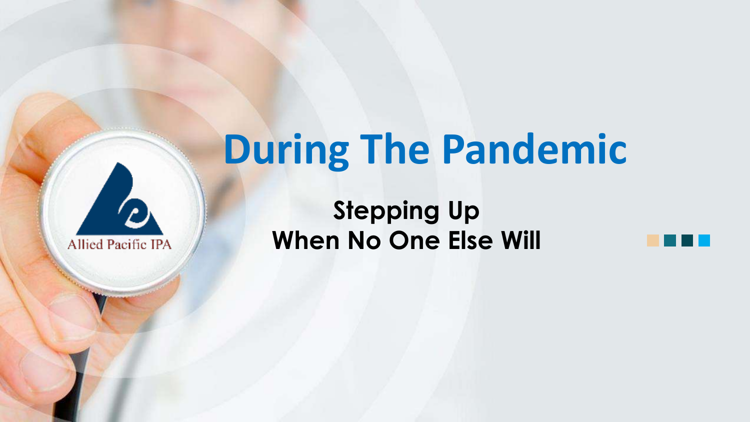# During The Pandemic

**Stepping Up**
**When No One Else Will**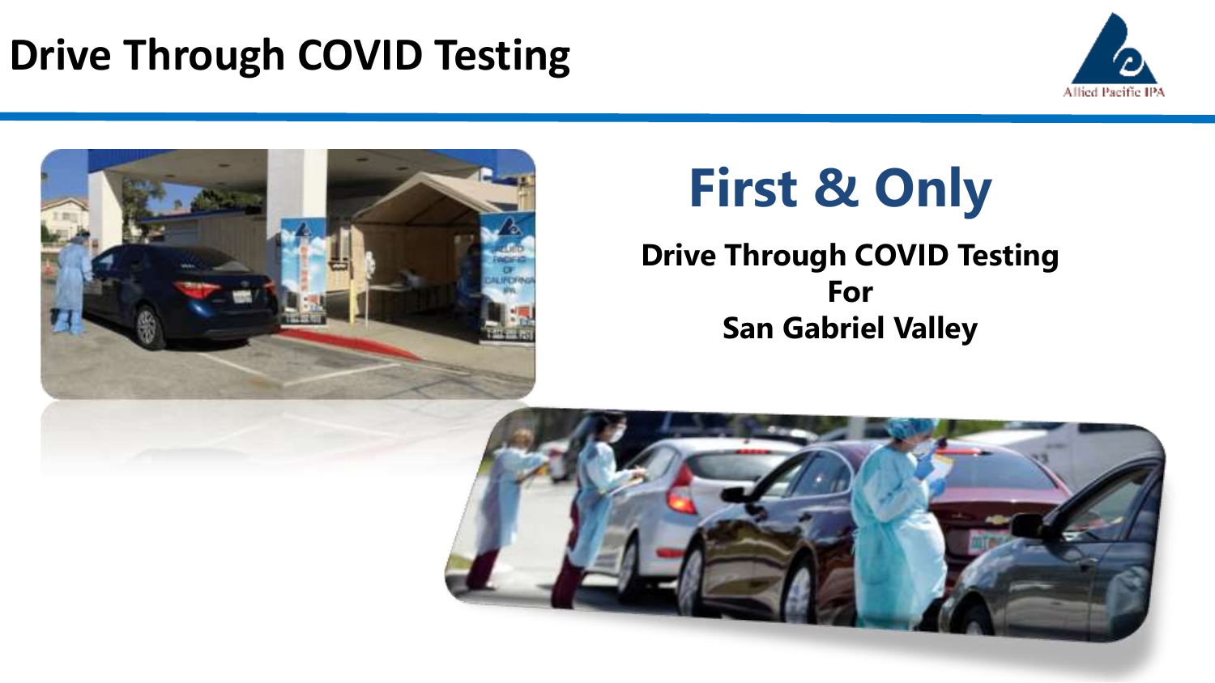# Drive Through COVID Testing

## First & Only

**Drive Through COVID Testing**
**For**
**San Gabriel Valley**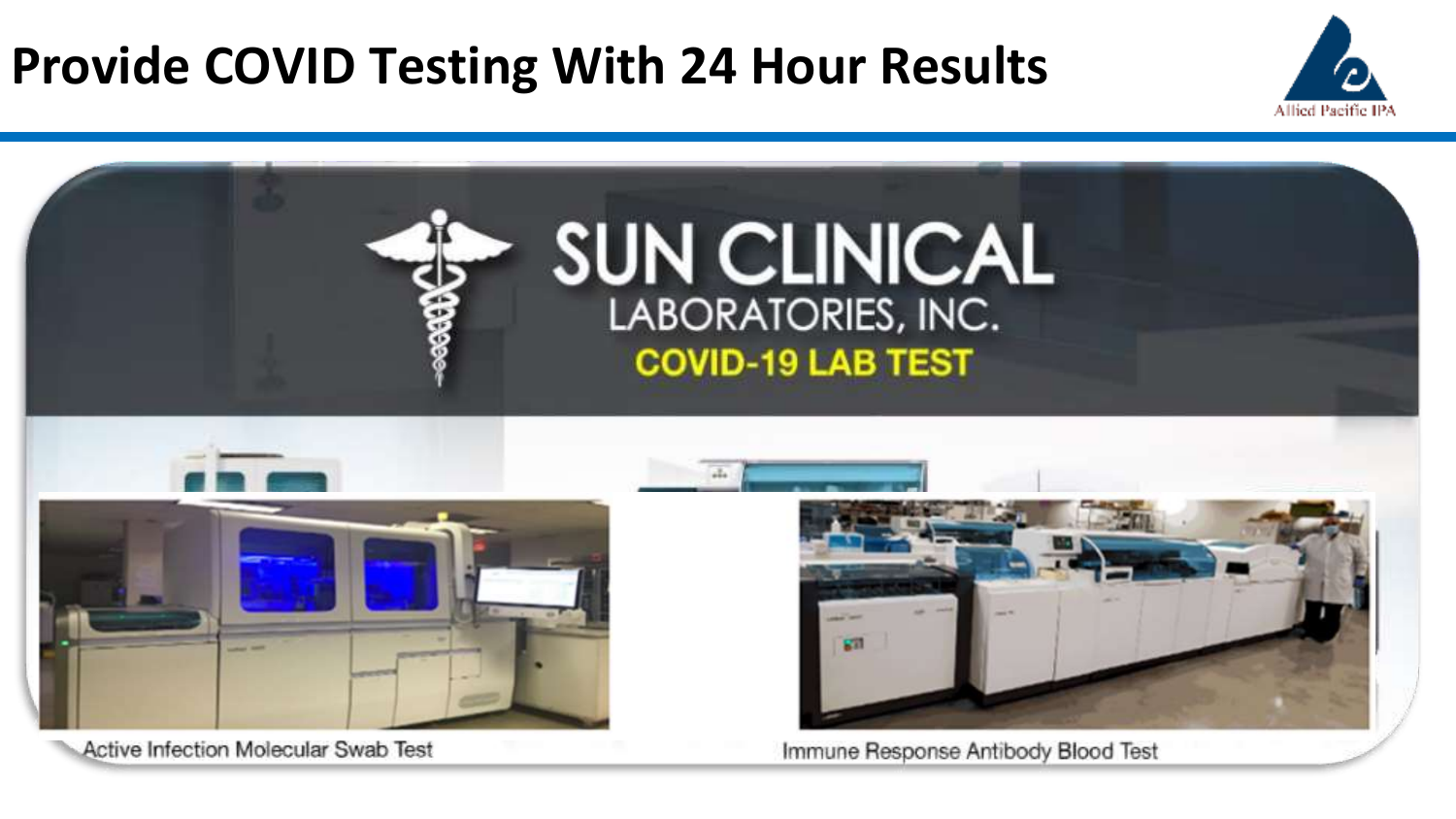# Provide COVID Testing With 24 Hour Results

SUN CLINICAL LABORATORIES, INC.

COVID-19 LAB TEST

Active Infection Molecular Swab Test

Immune Response Antibody Blood Test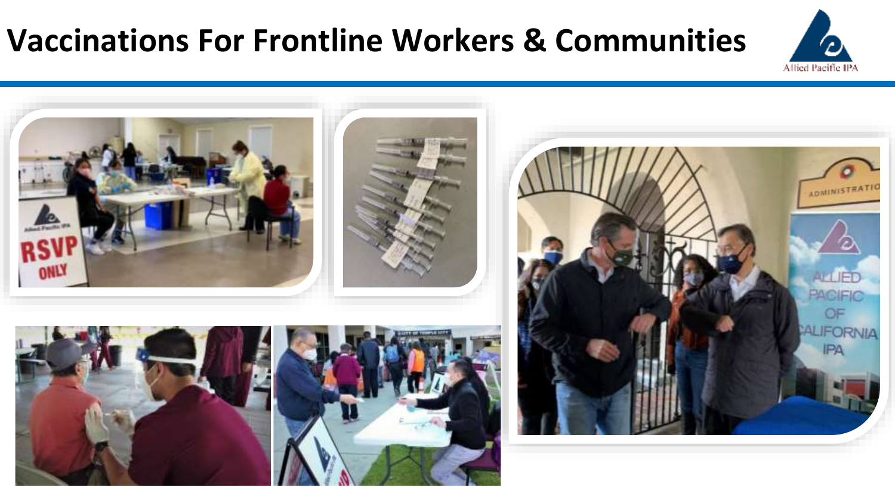# Vaccinations For Frontline Workers & Communities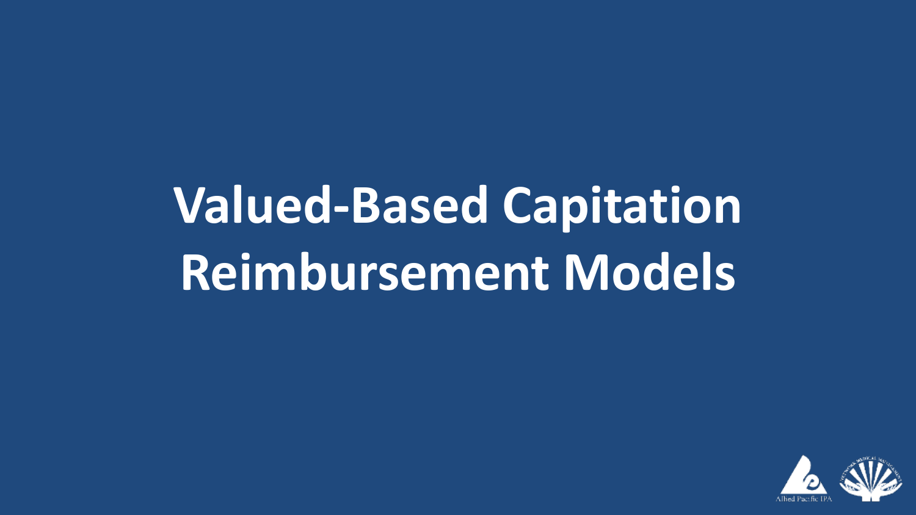# Valued-Based Capitation Reimbursement Models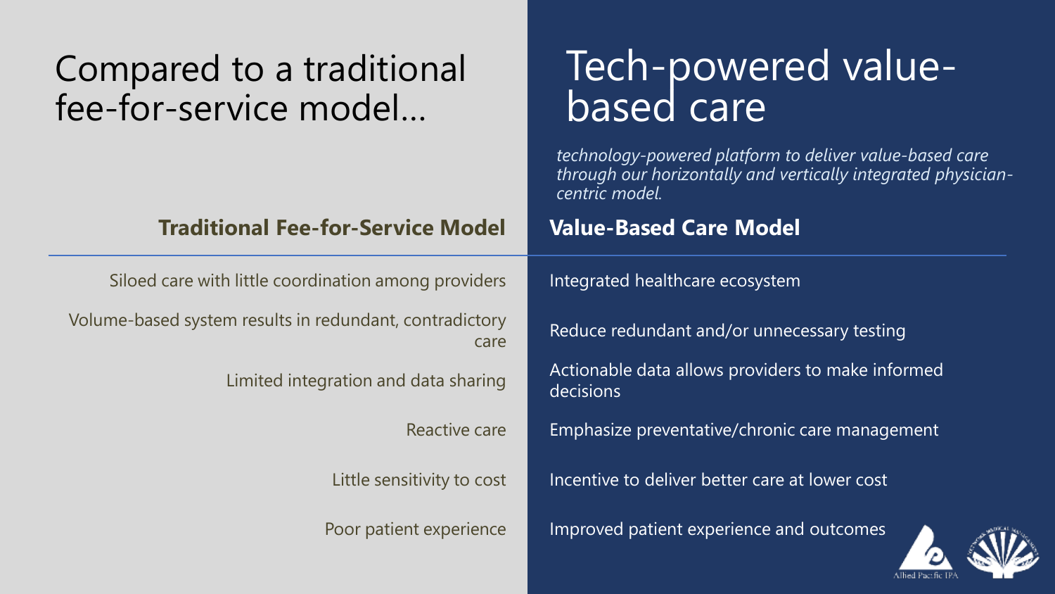# Compared to a traditional fee-for-service model…

# Tech-powered value-based care

*technology-powered platform to deliver value-based care through our horizontally and vertically integrated physician-centric model.*

| Traditional Fee-for-Service Model | Value-Based Care Model |
| --- | --- |
| Siloed care with little coordination among providers | Integrated healthcare ecosystem |
| Volume-based system results in redundant, contradictory care | Reduce redundant and/or unnecessary testing |
| Limited integration and data sharing | Actionable data allows providers to make informed decisions |
| Reactive care | Emphasize preventative/chronic care management |
| Little sensitivity to cost | Incentive to deliver better care at lower cost |
| Poor patient experience | Improved patient experience and outcomes |

Allied Pacific IPA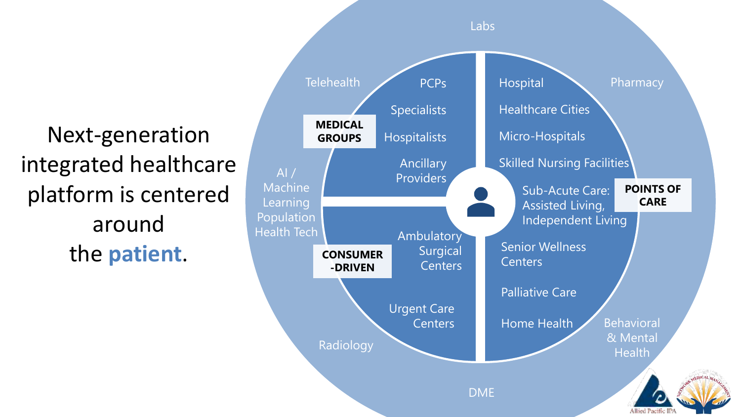# Next-generation integrated healthcare platform is centered around the **patient**.

**MEDICAL GROUPS**

- PCPs
- Specialists
- Hospitalists
- Ancillary Providers

**CONSUMER-DRIVEN**

- Ambulatory Surgical Centers
- Urgent Care Centers

**POINTS OF CARE**

- Hospital
- Healthcare Cities
- Micro-Hospitals
- Skilled Nursing Facilities
- Sub-Acute Care: Assisted Living, Independent Living
- Senior Wellness Centers
- Palliative Care
- Home Health

Labs

Pharmacy

Behavioral & Mental Health

DME

Radiology

AI / Machine Learning Population Health Tech

Telehealth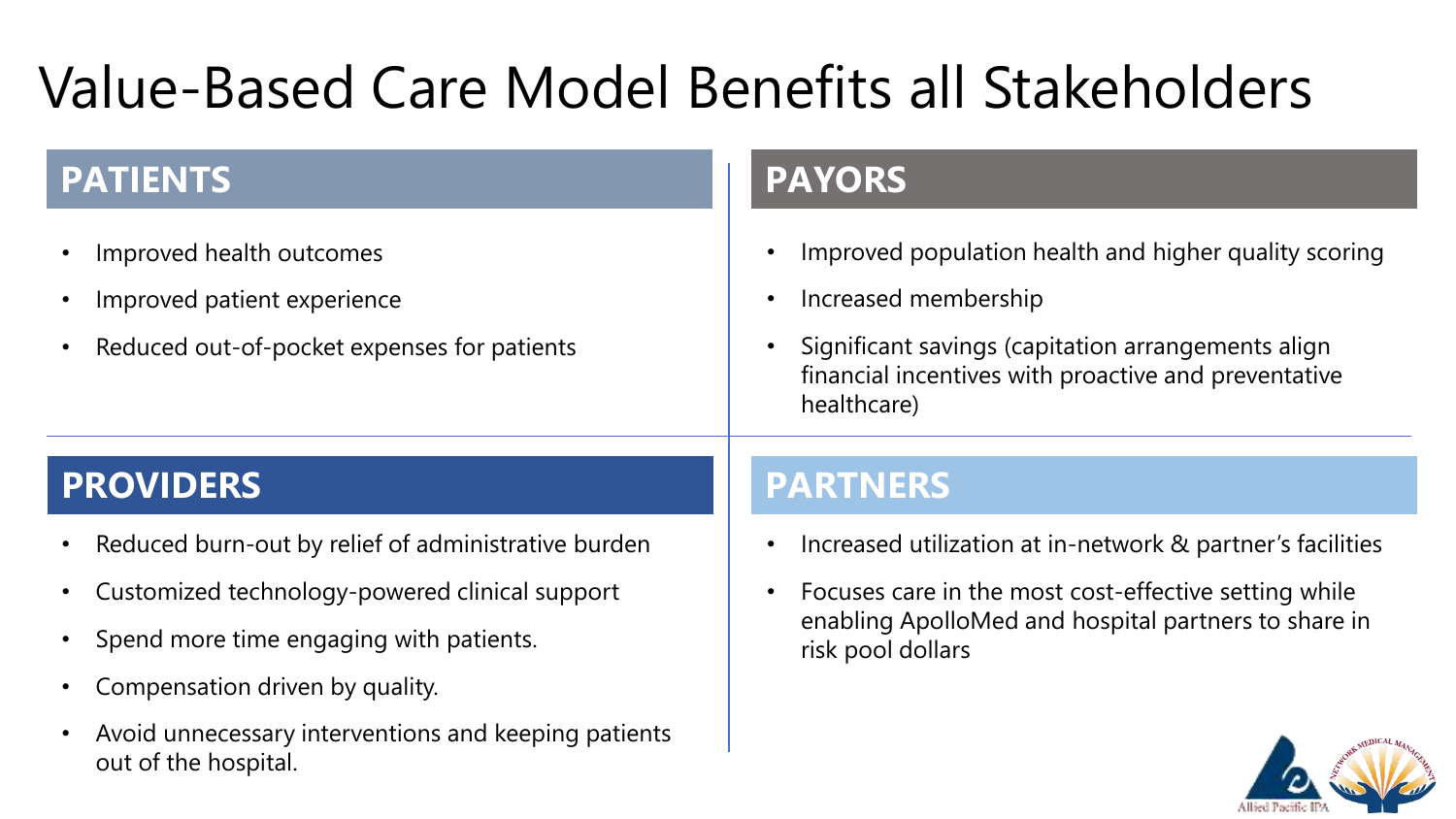# Value-Based Care Model Benefits all Stakeholders

## PATIENTS

- Improved health outcomes
- Improved patient experience
- Reduced out-of-pocket expenses for patients

## PAYORS

- Improved population health and higher quality scoring
- Increased membership
- Significant savings (capitation arrangements align financial incentives with proactive and preventative healthcare)

## PROVIDERS

- Reduced burn-out by relief of administrative burden
- Customized technology-powered clinical support
- Spend more time engaging with patients.
- Compensation driven by quality.
- Avoid unnecessary interventions and keeping patients out of the hospital.

## PARTNERS

- Increased utilization at in-network & partner's facilities
- Focuses care in the most cost-effective setting while enabling ApolloMed and hospital partners to share in risk pool dollars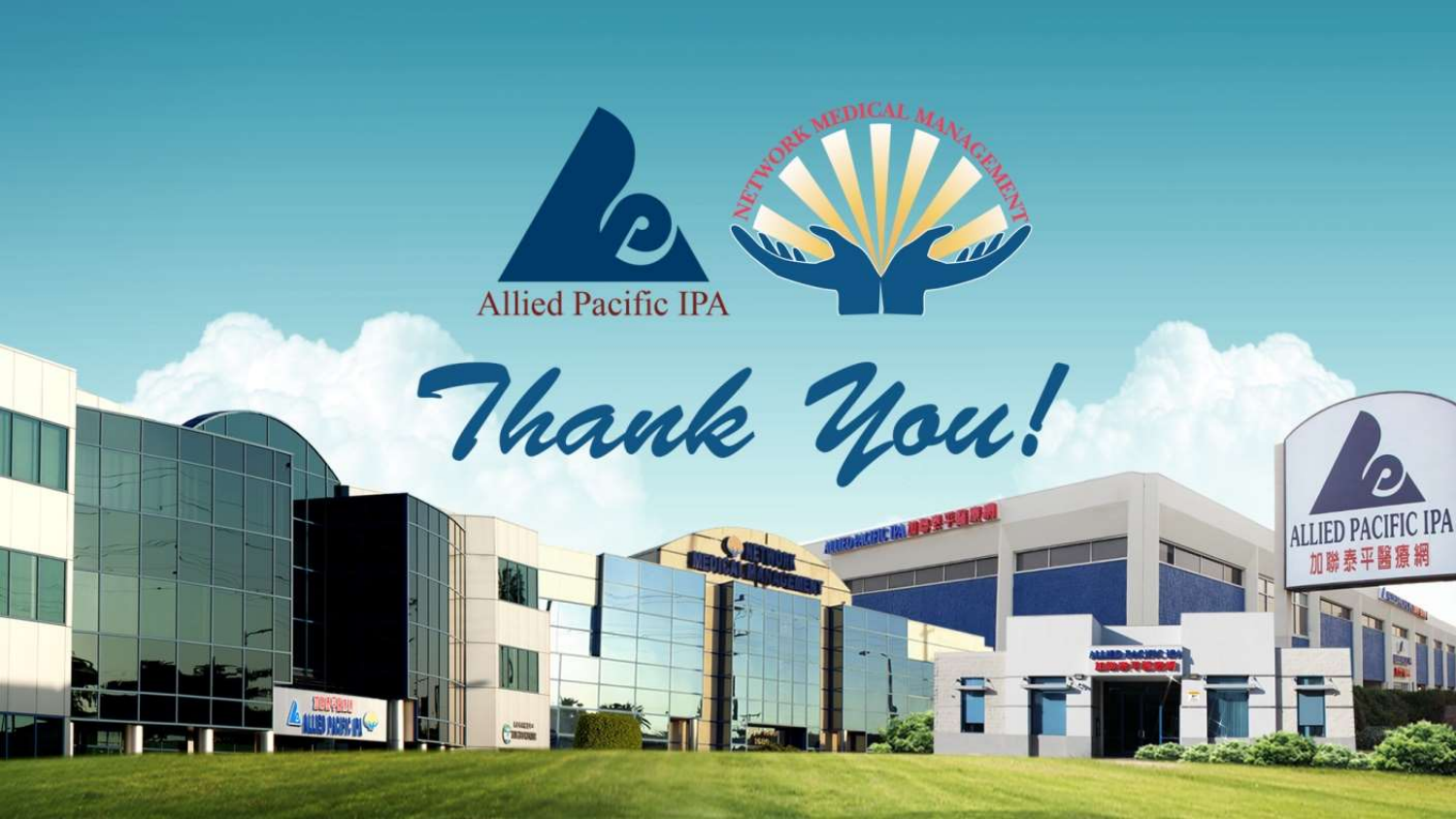Allied Pacific IPA

NETWORK MEDICAL MANAGEMENT

# Thank You!